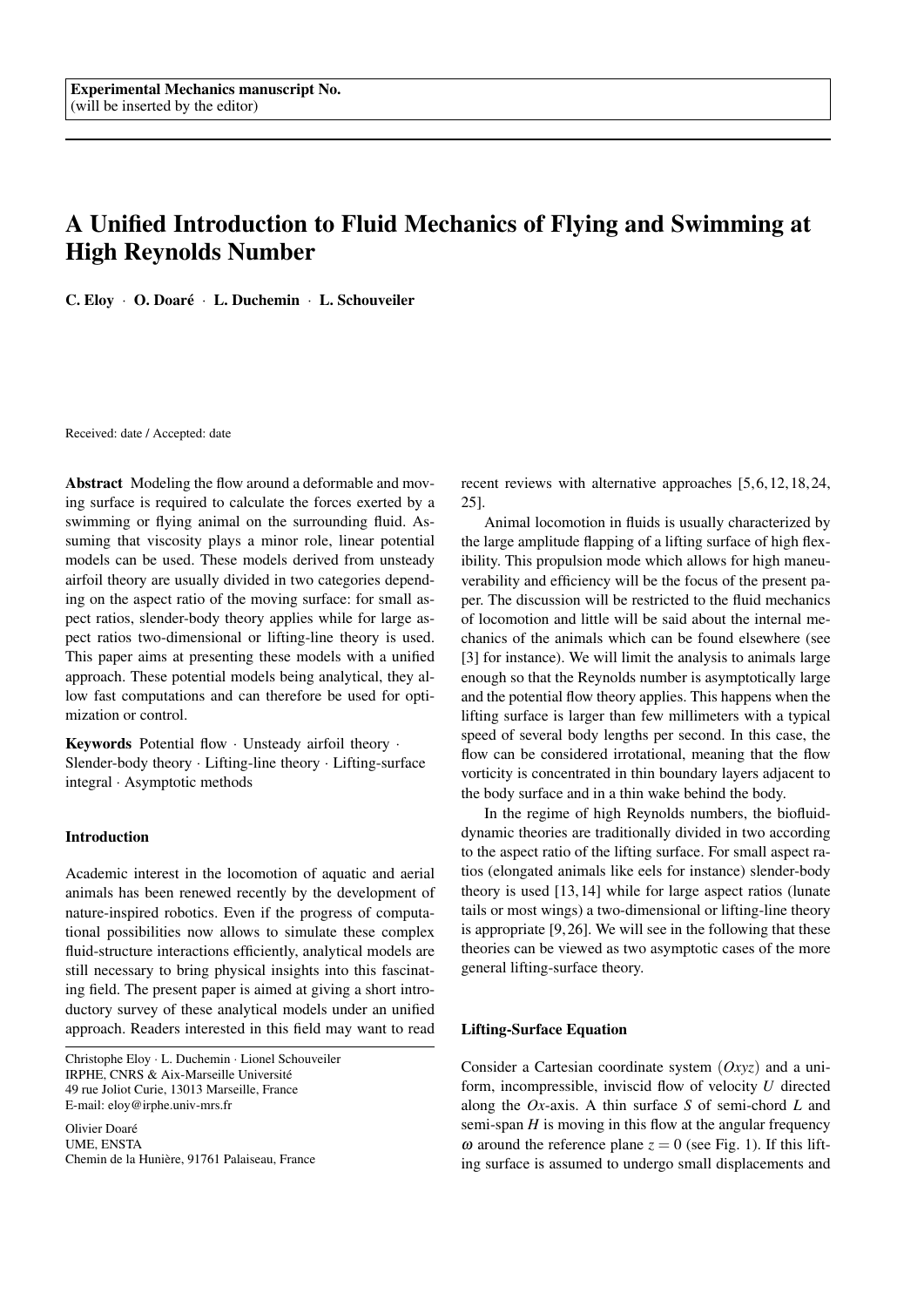Experimental Mechanics manuscript No.
(will be inserted by the editor)

# A Unified Introduction to Fluid Mechanics of Flying and Swimming at High Reynolds Number

**C. Eloy · O. Doaré · L. Duchemin · L. Schouveiler**

Received: date / Accepted: date

**Abstract** Modeling the flow around a deformable and moving surface is required to calculate the forces exerted by a swimming or flying animal on the surrounding fluid. Assuming that viscosity plays a minor role, linear potential models can be used. These models derived from unsteady airfoil theory are usually divided in two categories depending on the aspect ratio of the moving surface: for small aspect ratios, slender-body theory applies while for large aspect ratios two-dimensional or lifting-line theory is used. This paper aims at presenting these models with a unified approach. These potential models being analytical, they allow fast computations and can therefore be used for optimization or control.

**Keywords** Potential flow · Unsteady airfoil theory · Slender-body theory · Lifting-line theory · Lifting-surface integral · Asymptotic methods

## Introduction

Academic interest in the locomotion of aquatic and aerial animals has been renewed recently by the development of nature-inspired robotics. Even if the progress of computational possibilities now allows to simulate these complex fluid-structure interactions efficiently, analytical models are still necessary to bring physical insights into this fascinating field. The present paper is aimed at giving a short introductory survey of these analytical models under an unified approach. Readers interested in this field may want to read recent reviews with alternative approaches [5,6,12,18,24,25].

Animal locomotion in fluids is usually characterized by the large amplitude flapping of a lifting surface of high flexibility. This propulsion mode which allows for high maneuverability and efficiency will be the focus of the present paper. The discussion will be restricted to the fluid mechanics of locomotion and little will be said about the internal mechanics of the animals which can be found elsewhere (see [3] for instance). We will limit the analysis to animals large enough so that the Reynolds number is asymptotically large and the potential flow theory applies. This happens when the lifting surface is larger than few millimeters with a typical speed of several body lengths per second. In this case, the flow can be considered irrotational, meaning that the flow vorticity is concentrated in thin boundary layers adjacent to the body surface and in a thin wake behind the body.

In the regime of high Reynolds numbers, the biofluid-dynamic theories are traditionally divided in two according to the aspect ratio of the lifting surface. For small aspect ratios (elongated animals like eels for instance) slender-body theory is used [13,14] while for large aspect ratios (lunate tails or most wings) a two-dimensional or lifting-line theory is appropriate [9,26]. We will see in the following that these theories can be viewed as two asymptotic cases of the more general lifting-surface theory.

## Lifting-Surface Equation

Consider a Cartesian coordinate system $(Oxyz)$ and a uniform, incompressible, inviscid flow of velocity $U$ directed along the $Ox$-axis. A thin surface $S$ of semi-chord $L$ and semi-span $H$ is moving in this flow at the angular frequency $\omega$ around the reference plane $z = 0$ (see Fig. 1). If this lifting surface is assumed to undergo small displacements and

Christophe Eloy · L. Duchemin · Lionel Schouveiler
IRPHE, CNRS & Aix-Marseille Université
49 rue Joliot Curie, 13013 Marseille, France
E-mail: eloy@irphe.univ-mrs.fr

Olivier Doaré
UME, ENSTA
Chemin de la Hunière, 91761 Palaiseau, France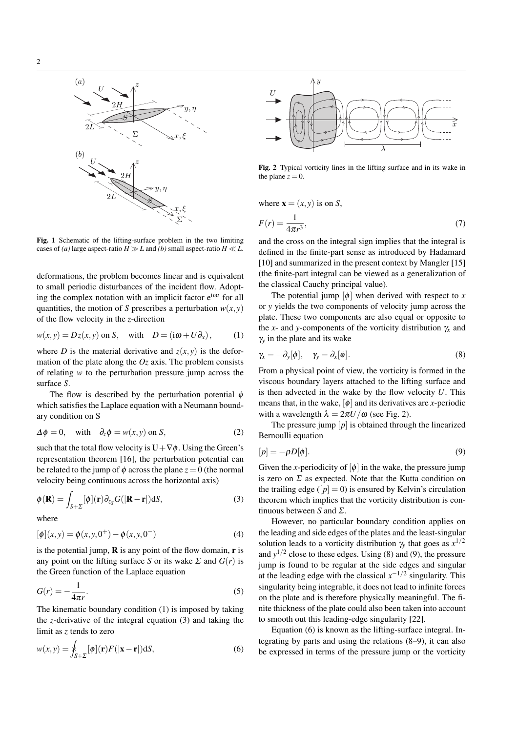**Fig. 1** Schematic of the lifting-surface problem in the two limiting cases of *(a)* large aspect-ratio $H \gg L$ and *(b)* small aspect-ratio $H \ll L$.

deformations, the problem becomes linear and is equivalent to small periodic disturbances of the incident flow. Adopting the complex notation with an implicit factor $e^{i\omega t}$ for all quantities, the motion of $S$ prescribes a perturbation $w(x,y)$ of the flow velocity in the $z$-direction

$$w(x,y) = Dz(x,y) \text{ on } S, \quad \text{with} \quad D = (i\omega + U\partial_x), \tag{1}$$

where $D$ is the material derivative and $z(x,y)$ is the deformation of the plate along the $Oz$ axis. The problem consists of relating $w$ to the perturbation pressure jump across the surface $S$.

The flow is described by the perturbation potential $\phi$ which satisfies the Laplace equation with a Neumann boundary condition on S

$$\Delta\phi = 0, \quad \text{with} \quad \partial_z\phi = w(x,y) \text{ on } S, \tag{2}$$

such that the total flow velocity is $\mathbf{U} + \nabla\phi$. Using the Green's representation theorem [16], the perturbation potential can be related to the jump of $\phi$ across the plane $z = 0$ (the normal velocity being continuous across the horizontal axis)

$$\phi(\mathbf{R}) = \int_{S+\Sigma} [\phi](\mathbf{r})\partial_{z_S} G(|\mathbf{R} - \mathbf{r}|)\mathrm{d}S, \tag{3}$$

where

$$[\phi](x,y) = \phi(x,y,0^+) - \phi(x,y,0^-) \tag{4}$$

is the potential jump, $\mathbf{R}$ is any point of the flow domain, $\mathbf{r}$ is any point on the lifting surface $S$ or its wake $\Sigma$ and $G(r)$ is the Green function of the Laplace equation

$$G(r) = -\frac{1}{4\pi r}. \tag{5}$$

The kinematic boundary condition (1) is imposed by taking the $z$-derivative of the integral equation (3) and taking the limit as $z$ tends to zero

$$w(x,y) = ⨍_{S+\Sigma} [\phi](\mathbf{r})F(|\mathbf{x} - \mathbf{r}|)\mathrm{d}S, \tag{6}$$

**Fig. 2** Typical vorticity lines in the lifting surface and in its wake in the plane $z = 0$.

where $\mathbf{x} = (x,y)$ is on $S$,

$$F(r) = \frac{1}{4\pi r^3}, \tag{7}$$

and the cross on the integral sign implies that the integral is defined in the finite-part sense as introduced by Hadamard [10] and summarized in the present context by Mangler [15] (the finite-part integral can be viewed as a generalization of the classical Cauchy principal value).

The potential jump $[\phi]$ when derived with respect to $x$ or $y$ yields the two components of velocity jump across the plate. These two components are also equal or opposite to the $x$- and $y$-components of the vorticity distribution $\gamma_x$ and $\gamma_y$ in the plate and its wake

$$\gamma_x = -\partial_y[\phi], \quad \gamma_y = \partial_x[\phi]. \tag{8}$$

From a physical point of view, the vorticity is formed in the viscous boundary layers attached to the lifting surface and is then advected in the wake by the flow velocity $U$. This means that, in the wake, $[\phi]$ and its derivatives are $x$-periodic with a wavelength $\lambda = 2\pi U/\omega$ (see Fig. 2).

The pressure jump $[p]$ is obtained through the linearized Bernoulli equation

$$[p] = -\rho D[\phi]. \tag{9}$$

Given the $x$-periodicity of $[\phi]$ in the wake, the pressure jump is zero on $\Sigma$ as expected. Note that the Kutta condition on the trailing edge ($[p] = 0$) is ensured by Kelvin's circulation theorem which implies that the vorticity distribution is continuous between $S$ and $\Sigma$.

However, no particular boundary condition applies on the leading and side edges of the plates and the least-singular solution leads to a vorticity distribution $\gamma_y$ that goes as $x^{1/2}$ and $y^{1/2}$ close to these edges. Using (8) and (9), the pressure jump is found to be regular at the side edges and singular at the leading edge with the classical $x^{-1/2}$ singularity. This singularity being integrable, it does not lead to infinite forces on the plate and is therefore physically meaningful. The finite thickness of the plate could also been taken into account to smooth out this leading-edge singularity [22].

Equation (6) is known as the lifting-surface integral. Integrating by parts and using the relations (8–9), it can also be expressed in terms of the pressure jump or the vorticity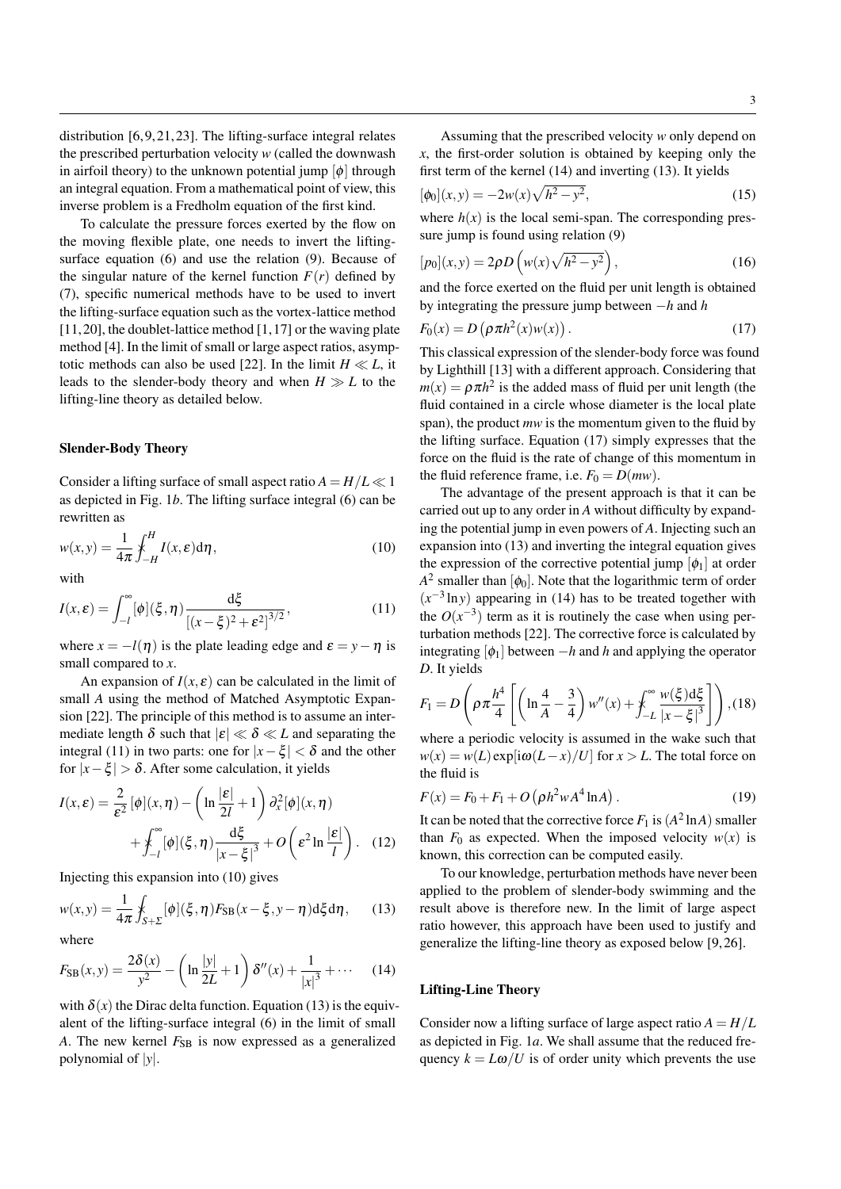distribution [6,9,21,23]. The lifting-surface integral relates the prescribed perturbation velocity $w$ (called the downwash in airfoil theory) to the unknown potential jump $[\phi]$ through an integral equation. From a mathematical point of view, this inverse problem is a Fredholm equation of the first kind.

To calculate the pressure forces exerted by the flow on the moving flexible plate, one needs to invert the lifting-surface equation (6) and use the relation (9). Because of the singular nature of the kernel function $F(r)$ defined by (7), specific numerical methods have to be used to invert the lifting-surface equation such as the vortex-lattice method [11,20], the doublet-lattice method [1,17] or the waving plate method [4]. In the limit of small or large aspect ratios, asymptotic methods can also be used [22]. In the limit $H \ll L$, it leads to the slender-body theory and when $H \gg L$ to the lifting-line theory as detailed below.

### Slender-Body Theory

Consider a lifting surface of small aspect ratio $A = H/L \ll 1$ as depicted in Fig. 1*b*. The lifting surface integral (6) can be rewritten as

$$w(x,y) = \frac{1}{4\pi} \fint_{-H}^{H} I(x,\varepsilon) \mathrm{d}\eta, \tag{10}$$

with

$$I(x,\varepsilon) = \int_{-l}^{\infty} [\phi](\xi,\eta) \frac{\mathrm{d}\xi}{\left[(x-\xi)^2+\varepsilon^2\right]^{3/2}}, \tag{11}$$

where $x = -l(\eta)$ is the plate leading edge and $\varepsilon = y - \eta$ is small compared to $x$.

An expansion of $I(x,\varepsilon)$ can be calculated in the limit of small $A$ using the method of Matched Asymptotic Expansion [22]. The principle of this method is to assume an intermediate length $\delta$ such that $|\varepsilon| \ll \delta \ll L$ and separating the integral (11) in two parts: one for $|x-\xi| < \delta$ and the other for $|x-\xi| > \delta$. After some calculation, it yields

$$I(x,\varepsilon) = \frac{2}{\varepsilon^2}[\phi](x,\eta) - \left(\ln\frac{|\varepsilon|}{2l} + 1\right)\partial_x^2[\phi](x,\eta) + \fint_{-l}^{\infty} [\phi](\xi,\eta) \frac{\mathrm{d}\xi}{|x-\xi|^3} + O\left(\varepsilon^2 \ln\frac{|\varepsilon|}{l}\right). \tag{12}$$

Injecting this expansion into (10) gives

$$w(x,y) = \frac{1}{4\pi} \fint_{S+\Sigma} [\phi](\xi,\eta) F_{\mathrm{SB}}(x-\xi, y-\eta) \mathrm{d}\xi \mathrm{d}\eta, \tag{13}$$

where

$$F_{\mathrm{SB}}(x,y) = \frac{2\delta(x)}{y^2} - \left(\ln\frac{|y|}{2L} + 1\right)\delta''(x) + \frac{1}{|x|^3} + \cdots \tag{14}$$

with $\delta(x)$ the Dirac delta function. Equation (13) is the equivalent of the lifting-surface integral (6) in the limit of small $A$. The new kernel $F_{\mathrm{SB}}$ is now expressed as a generalized polynomial of $|y|$.

Assuming that the prescribed velocity $w$ only depend on $x$, the first-order solution is obtained by keeping only the first term of the kernel (14) and inverting (13). It yields

$$[\phi_0](x,y) = -2w(x)\sqrt{h^2 - y^2}, \tag{15}$$

where $h(x)$ is the local semi-span. The corresponding pressure jump is found using relation (9)

$$[p_0](x,y) = 2\rho D\left(w(x)\sqrt{h^2-y^2}\right), \tag{16}$$

and the force exerted on the fluid per unit length is obtained by integrating the pressure jump between $-h$ and $h$

$$F_0(x) = D\left(\rho\pi h^2(x) w(x)\right). \tag{17}$$

This classical expression of the slender-body force was found by Lighthill [13] with a different approach. Considering that $m(x) = \rho\pi h^2$ is the added mass of fluid per unit length (the fluid contained in a circle whose diameter is the local plate span), the product $mw$ is the momentum given to the fluid by the lifting surface. Equation (17) simply expresses that the force on the fluid is the rate of change of this momentum in the fluid reference frame, i.e. $F_0 = D(mw)$.

The advantage of the present approach is that it can be carried out up to any order in $A$ without difficulty by expanding the potential jump in even powers of $A$. Injecting such an expansion into (13) and inverting the integral equation gives the expression of the corrective potential jump $[\phi_1]$ at order $A^2$ smaller than $[\phi_0]$. Note that the logarithmic term of order $(x^{-3}\ln y)$ appearing in (14) has to be treated together with the $O(x^{-3})$ term as it is routinely the case when using perturbation methods [22]. The corrective force is calculated by integrating $[\phi_1]$ between $-h$ and $h$ and applying the operator $D$. It yields

$$F_1 = D\left(\rho\pi\frac{h^4}{4}\left[\left(\ln\frac{4}{A} - \frac{3}{4}\right)w''(x) + \fint_{-L}^{\infty}\frac{w(\xi)\mathrm{d}\xi}{|x-\xi|^3}\right]\right), \tag{18}$$

where a periodic velocity is assumed in the wake such that $w(x) = w(L)\exp[\mathrm{i}\omega(L-x)/U]$ for $x > L$. The total force on the fluid is

$$F(x) = F_0 + F_1 + O\left(\rho h^2 w A^4 \ln A\right). \tag{19}$$

It can be noted that the corrective force $F_1$ is $(A^2 \ln A)$ smaller than $F_0$ as expected. When the imposed velocity $w(x)$ is known, this correction can be computed easily.

To our knowledge, perturbation methods have never been applied to the problem of slender-body swimming and the result above is therefore new. In the limit of large aspect ratio however, this approach have been used to justify and generalize the lifting-line theory as exposed below [9,26].

### Lifting-Line Theory

Consider now a lifting surface of large aspect ratio $A = H/L$ as depicted in Fig. 1*a*. We shall assume that the reduced frequency $k = L\omega/U$ is of order unity which prevents the use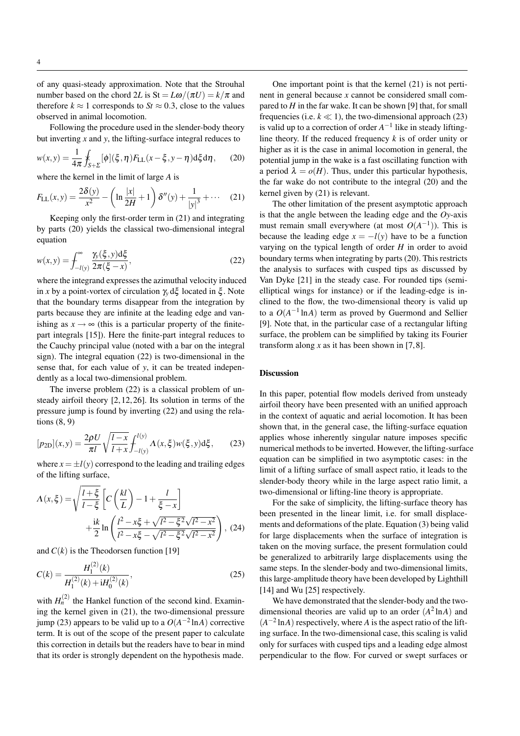of any quasi-steady approximation. Note that the Strouhal number based on the chord $2L$ is $\mathrm{St} = L\omega/(\pi U) = k/\pi$ and therefore $k \approx 1$ corresponds to $St \approx 0.3$, close to the values observed in animal locomotion.

Following the procedure used in the slender-body theory but inverting $x$ and $y$, the lifting-surface integral reduces to

$$w(x,y) = \frac{1}{4\pi} \oint_{S+\Sigma} [\phi](\xi,\eta) F_{\mathrm{LL}}(x-\xi, y-\eta)\mathrm{d}\xi\mathrm{d}\eta, \qquad (20)$$

where the kernel in the limit of large $A$ is

$$F_{\mathrm{LL}}(x,y) = \frac{2\delta(y)}{x^2} - \left(\ln\frac{|x|}{2H} + 1\right)\delta''(y) + \frac{1}{|y|^3} + \cdots \qquad (21)$$

Keeping only the first-order term in (21) and integrating by parts (20) yields the classical two-dimensional integral equation

$$w(x,y) = \fint_{-l(y)}^{\infty} \frac{\gamma_y(\xi,y)\mathrm{d}\xi}{2\pi(\xi - x)}, \qquad (22)$$

where the integrand expresses the azimuthal velocity induced in $x$ by a point-vortex of circulation $\gamma_y \mathrm{d}\xi$ located in $\xi$. Note that the boundary terms disappear from the integration by parts because they are infinite at the leading edge and vanishing as $x \to \infty$ (this is a particular property of the finite-part integrals [15]). Here the finite-part integral reduces to the Cauchy principal value (noted with a bar on the integral sign). The integral equation (22) is two-dimensional in the sense that, for each value of $y$, it can be treated independently as a local two-dimensional problem.

The inverse problem (22) is a classical problem of unsteady airfoil theory [2, 12, 26]. Its solution in terms of the pressure jump is found by inverting (22) and using the relations (8, 9)

$$[p_{2\mathrm{D}}](x,y) = \frac{2\rho U}{\pi l}\sqrt{\frac{l-x}{l+x}} \fint_{-l(y)}^{l(y)} \Lambda(x,\xi) w(\xi,y)\mathrm{d}\xi, \qquad (23)$$

where $x = \pm l(y)$ correspond to the leading and trailing edges of the lifting surface,

$$\Lambda(x,\xi) = \sqrt{\frac{l+\xi}{l-\xi}}\left[C\left(\frac{kl}{L}\right) - 1 + \frac{l}{\xi - x}\right] + \frac{\mathrm{i}k}{2}\ln\left(\frac{l^2 - x\xi + \sqrt{l^2-\xi^2}\sqrt{l^2-x^2}}{l^2 - x\xi - \sqrt{l^2-\xi^2}\sqrt{l^2-x^2}}\right), \qquad (24)$$

and $C(k)$ is the Theodorsen function [19]

$$C(k) = \frac{H_1^{(2)}(k)}{H_1^{(2)}(k) + \mathrm{i}H_0^{(2)}(k)}, \qquad (25)$$

with $H_n^{(2)}$ the Hankel function of the second kind. Examining the kernel given in (21), the two-dimensional pressure jump (23) appears to be valid up to a $O(A^{-2}\ln A)$ corrective term. It is out of the scope of the present paper to calculate this correction in details but the readers have to bear in mind that its order is strongly dependent on the hypothesis made.

One important point is that the kernel (21) is not pertinent in general because $x$ cannot be considered small compared to $H$ in the far wake. It can be shown [9] that, for small frequencies (i.e. $k \ll 1$), the two-dimensional approach (23) is valid up to a correction of order $A^{-1}$ like in steady lifting-line theory. If the reduced frequency $k$ is of order unity or higher as it is the case in animal locomotion in general, the potential jump in the wake is a fast oscillating function with a period $\lambda = o(H)$. Thus, under this particular hypothesis, the far wake do not contribute to the integral (20) and the kernel given by (21) is relevant.

The other limitation of the present asymptotic approach is that the angle between the leading edge and the $Oy$-axis must remain small everywhere (at most $O(A^{-1})$). This is because the leading edge $x = -l(y)$ have to be a function varying on the typical length of order $H$ in order to avoid boundary terms when integrating by parts (20). This restricts the analysis to surfaces with cusped tips as discussed by Van Dyke [21] in the steady case. For rounded tips (semi-elliptical wings for instance) or if the leading-edge is inclined to the flow, the two-dimensional theory is valid up to a $O(A^{-1}\ln A)$ term as proved by Guermond and Sellier [9]. Note that, in the particular case of a rectangular lifting surface, the problem can be simplified by taking its Fourier transform along $x$ as it has been shown in [7, 8].

## Discussion

In this paper, potential flow models derived from unsteady airfoil theory have been presented with an unified approach in the context of aquatic and aerial locomotion. It has been shown that, in the general case, the lifting-surface equation applies whose inherently singular nature imposes specific numerical methods to be inverted. However, the lifting-surface equation can be simplified in two asymptotic cases: in the limit of a lifting surface of small aspect ratio, it leads to the slender-body theory while in the large aspect ratio limit, a two-dimensional or lifting-line theory is appropriate.

For the sake of simplicity, the lifting-surface theory has been presented in the linear limit, i.e. for small displacements and deformations of the plate. Equation (3) being valid for large displacements when the surface of integration is taken on the moving surface, the present formulation could be generalized to arbitrarily large displacements using the same steps. In the slender-body and two-dimensional limits, this large-amplitude theory have been developed by Lighthill [14] and Wu [25] respectively.

We have demonstrated that the slender-body and the two-dimensional theories are valid up to an order $(A^2\ln A)$ and $(A^{-2}\ln A)$ respectively, where $A$ is the aspect ratio of the lifting surface. In the two-dimensional case, this scaling is valid only for surfaces with cusped tips and a leading edge almost perpendicular to the flow. For curved or swept surfaces or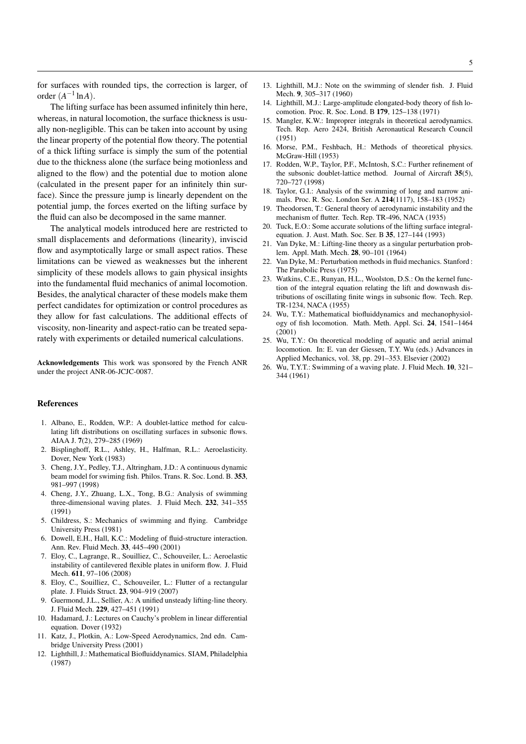for surfaces with rounded tips, the correction is larger, of order $(A^{-1}\ln A)$.

The lifting surface has been assumed infinitely thin here, whereas, in natural locomotion, the surface thickness is usually non-negligible. This can be taken into account by using the linear property of the potential flow theory. The potential of a thick lifting surface is simply the sum of the potential due to the thickness alone (the surface being motionless and aligned to the flow) and the potential due to motion alone (calculated in the present paper for an infinitely thin surface). Since the pressure jump is linearly dependent on the potential jump, the forces exerted on the lifting surface by the fluid can also be decomposed in the same manner.

The analytical models introduced here are restricted to small displacements and deformations (linearity), inviscid flow and asymptotically large or small aspect ratios. These limitations can be viewed as weaknesses but the inherent simplicity of these models allows to gain physical insights into the fundamental fluid mechanics of animal locomotion. Besides, the analytical character of these models make them perfect candidates for optimization or control procedures as they allow for fast calculations. The additional effects of viscosity, non-linearity and aspect-ratio can be treated separately with experiments or detailed numerical calculations.

**Acknowledgements** This work was sponsored by the French ANR under the project ANR-06-JCJC-0087.

## References

1. Albano, E., Rodden, W.P.: A doublet-lattice method for calculating lift distributions on oscillating surfaces in subsonic flows. AIAA J. **7**(2), 279–285 (1969)
2. Bisplinghoff, R.L., Ashley, H., Halfman, R.L.: Aeroelasticity. Dover, New York (1983)
3. Cheng, J.Y., Pedley, T.J., Altringham, J.D.: A continuous dynamic beam model for swiming fish. Philos. Trans. R. Soc. Lond. B. **353**, 981–997 (1998)
4. Cheng, J.Y., Zhuang, L.X., Tong, B.G.: Analysis of swimming three-dimensional waving plates. J. Fluid Mech. **232**, 341–355 (1991)
5. Childress, S.: Mechanics of swimming and flying. Cambridge University Press (1981)
6. Dowell, E.H., Hall, K.C.: Modeling of fluid-structure interaction. Ann. Rev. Fluid Mech. **33**, 445–490 (2001)
7. Eloy, C., Lagrange, R., Souilliez, C., Schouveiler, L.: Aeroelastic instability of cantilevered flexible plates in uniform flow. J. Fluid Mech. **611**, 97–106 (2008)
8. Eloy, C., Souilliez, C., Schouveiler, L.: Flutter of a rectangular plate. J. Fluids Struct. **23**, 904–919 (2007)
9. Guermond, J.L., Sellier, A.: A unified unsteady lifting-line theory. J. Fluid Mech. **229**, 427–451 (1991)
10. Hadamard, J.: Lectures on Cauchy's problem in linear differential equation. Dover (1932)
11. Katz, J., Plotkin, A.: Low-Speed Aerodynamics, 2nd edn. Cambridge University Press (2001)
12. Lighthill, J.: Mathematical Biofluiddynamics. SIAM, Philadelphia (1987)
13. Lighthill, M.J.: Note on the swimming of slender fish. J. Fluid Mech. **9**, 305–317 (1960)
14. Lighthill, M.J.: Large-amplitude elongated-body theory of fish locomotion. Proc. R. Soc. Lond. B **179**, 125–138 (1971)
15. Mangler, K.W.: Improprer integrals in theoretical aerodynamics. Tech. Rep. Aero 2424, British Aeronautical Research Council (1951)
16. Morse, P.M., Feshbach, H.: Methods of theoretical physics. McGraw-Hill (1953)
17. Rodden, W.P., Taylor, P.F., McIntosh, S.C.: Further refinement of the subsonic doublet-lattice method. Journal of Aircraft **35**(5), 720–727 (1998)
18. Taylor, G.I.: Analysis of the swimming of long and narrow animals. Proc. R. Soc. London Ser. A **214**(1117), 158–183 (1952)
19. Theodorsen, T.: General theory of aerodynamic instability and the mechanism of flutter. Tech. Rep. TR-496, NACA (1935)
20. Tuck, E.O.: Some accurate solutions of the lifting surface integral-equation. J. Aust. Math. Soc. Ser. B **35**, 127–144 (1993)
21. Van Dyke, M.: Lifting-line theory as a singular perturbation problem. Appl. Math. Mech. **28**, 90–101 (1964)
22. Van Dyke, M.: Perturbation methods in fluid mechanics. Stanford : The Parabolic Press (1975)
23. Watkins, C.E., Runyan, H.L., Woolston, D.S.: On the kernel function of the integral equation relating the lift and downwash distributions of oscillating finite wings in subsonic flow. Tech. Rep. TR-1234, NACA (1955)
24. Wu, T.Y.: Mathematical biofluiddynamics and mechanophysiology of fish locomotion. Math. Meth. Appl. Sci. **24**, 1541–1464 (2001)
25. Wu, T.Y.: On theoretical modeling of aquatic and aerial animal locomotion. In: E. van der Giessen, T.Y. Wu (eds.) Advances in Applied Mechanics, vol. 38, pp. 291–353. Elsevier (2002)
26. Wu, T.Y.T.: Swimming of a waving plate. J. Fluid Mech. **10**, 321–344 (1961)